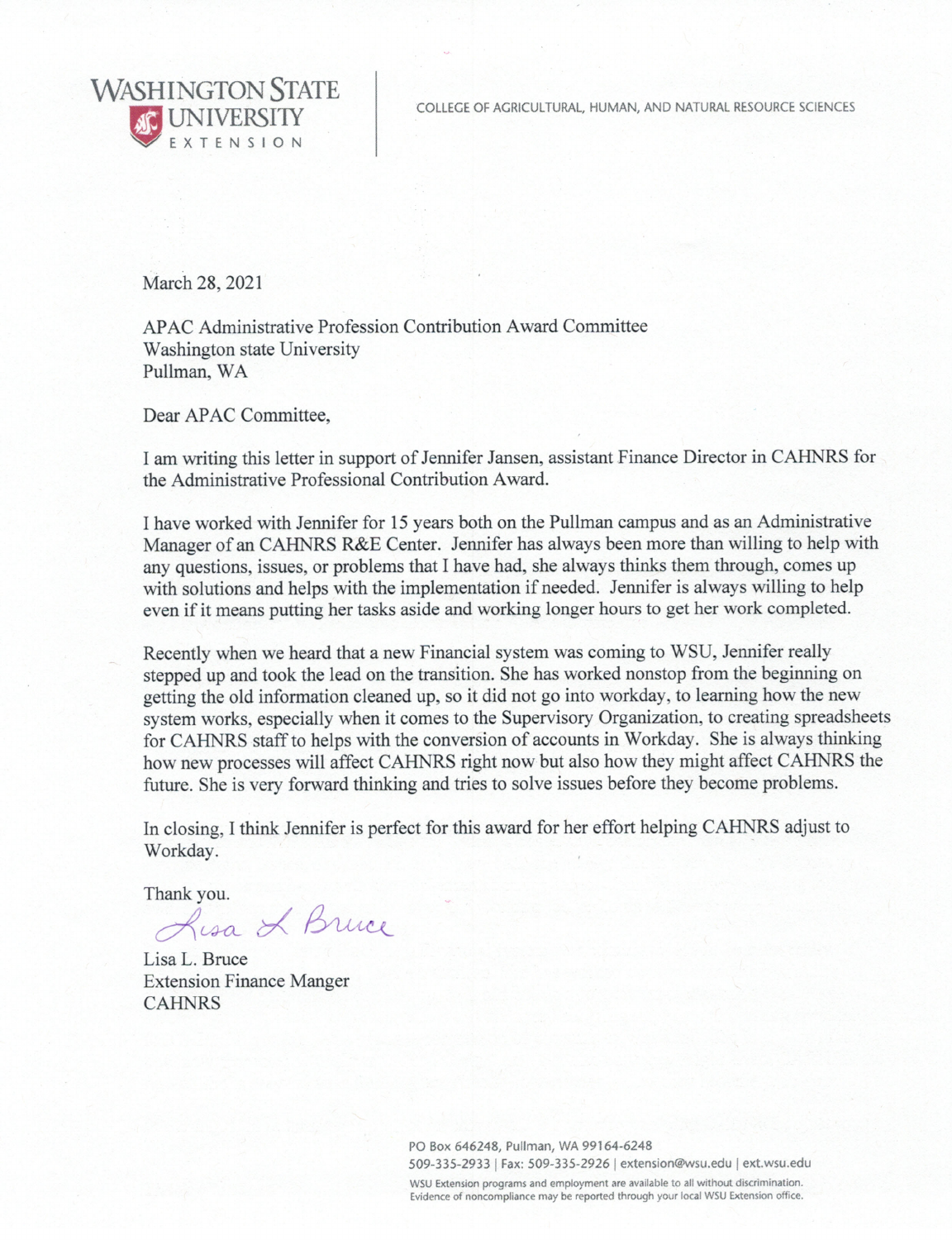WASHINGTON STATE UNIVERSITY EXTENSION

COLLEGE OF AGRICULTURAL, HUMAN, AND NATURAL RESOURCE SCIENCES

March 28, 2021

APAC Administrative Profession Contribution Award Committee
Washington state University
Pullman, WA

Dear APAC Committee,

I am writing this letter in support of Jennifer Jansen, assistant Finance Director in CAHNRS for the Administrative Professional Contribution Award.

I have worked with Jennifer for 15 years both on the Pullman campus and as an Administrative Manager of an CAHNRS R&E Center. Jennifer has always been more than willing to help with any questions, issues, or problems that I have had, she always thinks them through, comes up with solutions and helps with the implementation if needed. Jennifer is always willing to help even if it means putting her tasks aside and working longer hours to get her work completed.

Recently when we heard that a new Financial system was coming to WSU, Jennifer really stepped up and took the lead on the transition. She has worked nonstop from the beginning on getting the old information cleaned up, so it did not go into workday, to learning how the new system works, especially when it comes to the Supervisory Organization, to creating spreadsheets for CAHNRS staff to helps with the conversion of accounts in Workday. She is always thinking how new processes will affect CAHNRS right now but also how they might affect CAHNRS the future. She is very forward thinking and tries to solve issues before they become problems.

In closing, I think Jennifer is perfect for this award for her effort helping CAHNRS adjust to Workday.

Thank you.

Lisa L. Bruce

Lisa L. Bruce
Extension Finance Manger
CAHNRS

PO Box 646248, Pullman, WA 99164-6248
509-335-2933 | Fax: 509-335-2926 | extension@wsu.edu | ext.wsu.edu

WSU Extension programs and employment are available to all without discrimination. Evidence of noncompliance may be reported through your local WSU Extension office.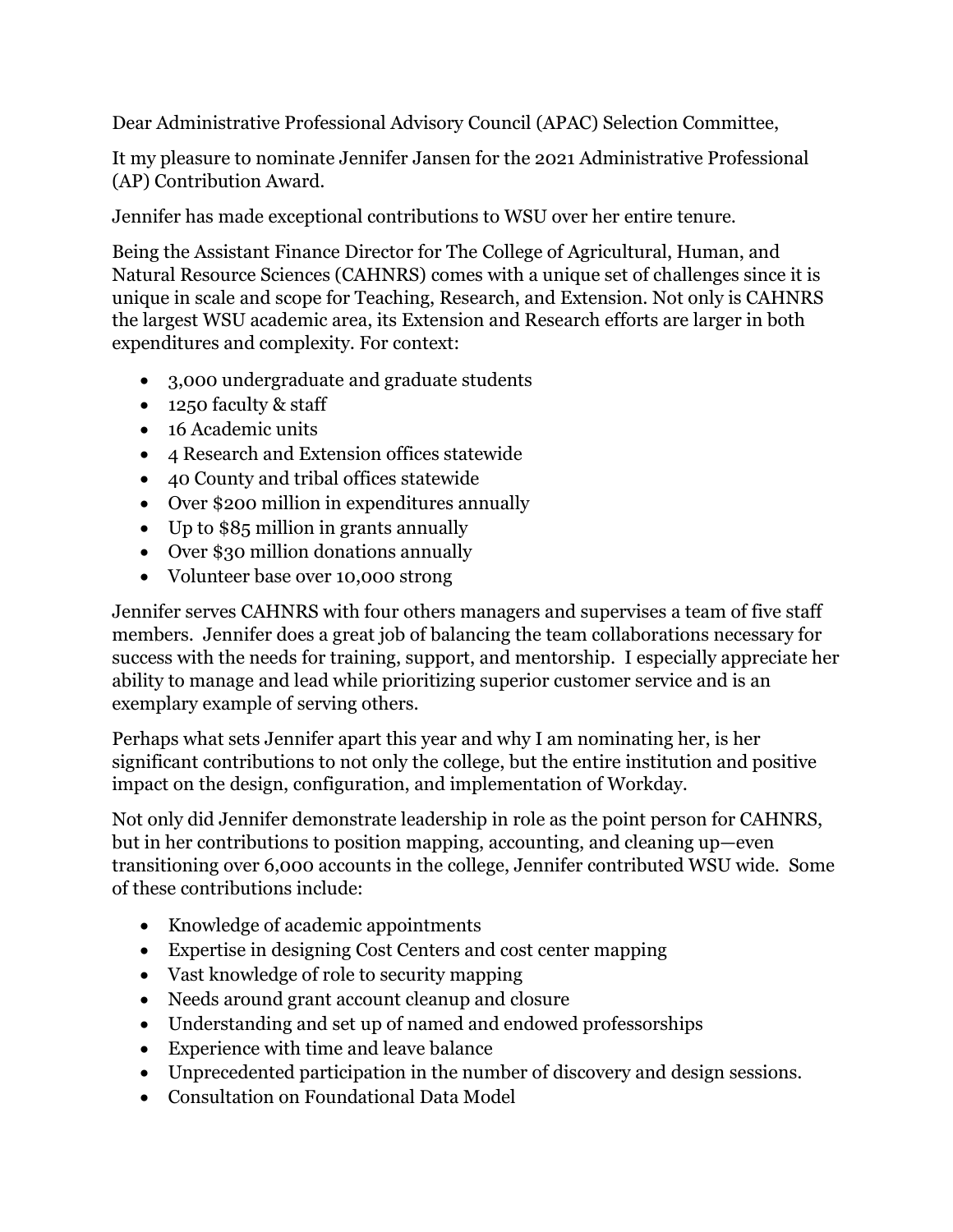Dear Administrative Professional Advisory Council (APAC) Selection Committee,

It my pleasure to nominate Jennifer Jansen for the 2021 Administrative Professional (AP) Contribution Award.

Jennifer has made exceptional contributions to WSU over her entire tenure.

Being the Assistant Finance Director for The College of Agricultural, Human, and Natural Resource Sciences (CAHNRS) comes with a unique set of challenges since it is unique in scale and scope for Teaching, Research, and Extension. Not only is CAHNRS the largest WSU academic area, its Extension and Research efforts are larger in both expenditures and complexity. For context:

- 3,000 undergraduate and graduate students
- 1250 faculty & staff
- 16 Academic units
- 4 Research and Extension offices statewide
- 40 County and tribal offices statewide
- Over $200 million in expenditures annually
- Up to $85 million in grants annually
- Over $30 million donations annually
- Volunteer base over 10,000 strong

Jennifer serves CAHNRS with four others managers and supervises a team of five staff members. Jennifer does a great job of balancing the team collaborations necessary for success with the needs for training, support, and mentorship. I especially appreciate her ability to manage and lead while prioritizing superior customer service and is an exemplary example of serving others.

Perhaps what sets Jennifer apart this year and why I am nominating her, is her significant contributions to not only the college, but the entire institution and positive impact on the design, configuration, and implementation of Workday.

Not only did Jennifer demonstrate leadership in role as the point person for CAHNRS, but in her contributions to position mapping, accounting, and cleaning up—even transitioning over 6,000 accounts in the college, Jennifer contributed WSU wide. Some of these contributions include:

- Knowledge of academic appointments
- Expertise in designing Cost Centers and cost center mapping
- Vast knowledge of role to security mapping
- Needs around grant account cleanup and closure
- Understanding and set up of named and endowed professorships
- Experience with time and leave balance
- Unprecedented participation in the number of discovery and design sessions.
- Consultation on Foundational Data Model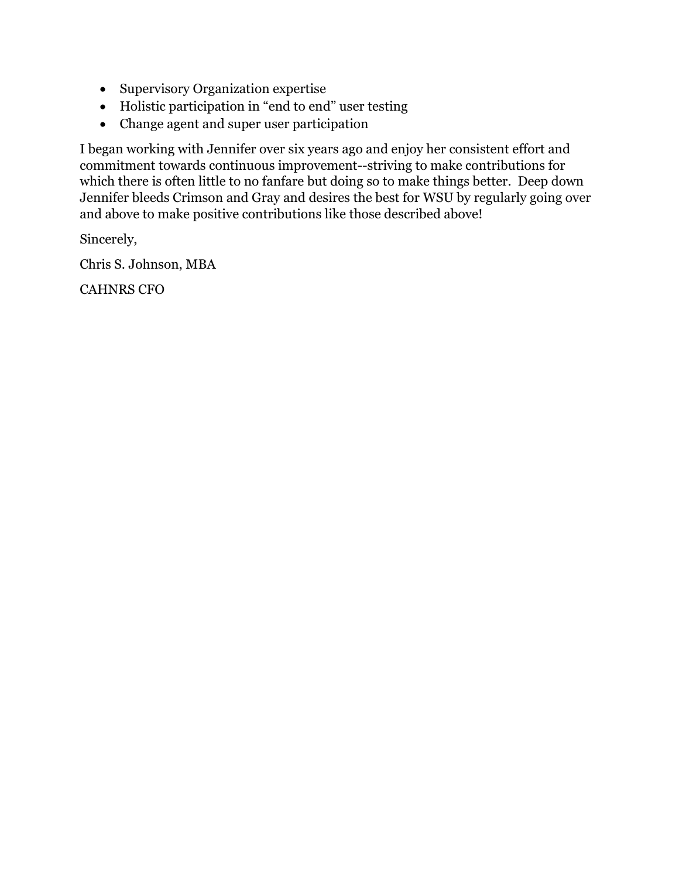- Supervisory Organization expertise
- Holistic participation in “end to end” user testing
- Change agent and super user participation

I began working with Jennifer over six years ago and enjoy her consistent effort and commitment towards continuous improvement--striving to make contributions for which there is often little to no fanfare but doing so to make things better. Deep down Jennifer bleeds Crimson and Gray and desires the best for WSU by regularly going over and above to make positive contributions like those described above!

Sincerely,

Chris S. Johnson, MBA

CAHNRS CFO